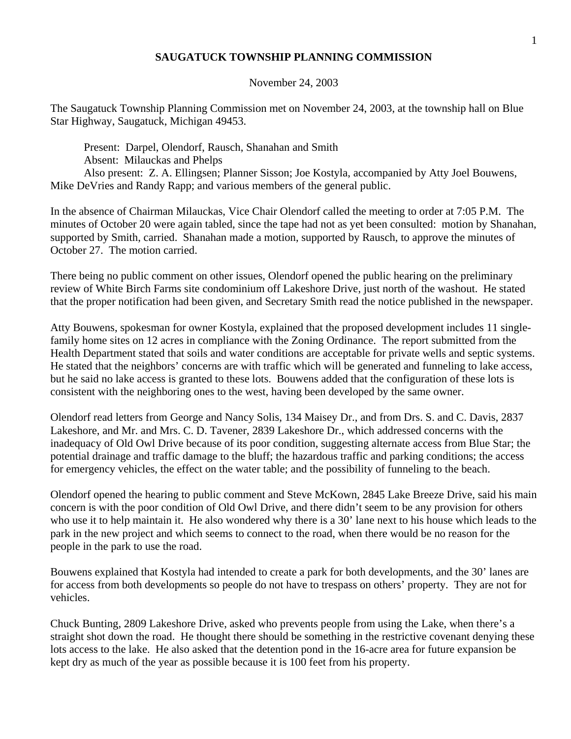**SAUGATUCK TOWNSHIP PLANNING COMMISSION**

November 24, 2003

The Saugatuck Township Planning Commission met on November 24, 2003, at the township hall on Blue Star Highway, Saugatuck, Michigan 49453.

Present: Darpel, Olendorf, Rausch, Shanahan and Smith
Absent: Milauckas and Phelps
Also present: Z. A. Ellingsen; Planner Sisson; Joe Kostyla, accompanied by Atty Joel Bouwens, Mike DeVries and Randy Rapp; and various members of the general public.

In the absence of Chairman Milauckas, Vice Chair Olendorf called the meeting to order at 7:05 P.M. The minutes of October 20 were again tabled, since the tape had not as yet been consulted: motion by Shanahan, supported by Smith, carried. Shanahan made a motion, supported by Rausch, to approve the minutes of October 27. The motion carried.

There being no public comment on other issues, Olendorf opened the public hearing on the preliminary review of White Birch Farms site condominium off Lakeshore Drive, just north of the washout. He stated that the proper notification had been given, and Secretary Smith read the notice published in the newspaper.

Atty Bouwens, spokesman for owner Kostyla, explained that the proposed development includes 11 single-family home sites on 12 acres in compliance with the Zoning Ordinance. The report submitted from the Health Department stated that soils and water conditions are acceptable for private wells and septic systems. He stated that the neighbors' concerns are with traffic which will be generated and funneling to lake access, but he said no lake access is granted to these lots. Bouwens added that the configuration of these lots is consistent with the neighboring ones to the west, having been developed by the same owner.

Olendorf read letters from George and Nancy Solis, 134 Maisey Dr., and from Drs. S. and C. Davis, 2837 Lakeshore, and Mr. and Mrs. C. D. Tavener, 2839 Lakeshore Dr., which addressed concerns with the inadequacy of Old Owl Drive because of its poor condition, suggesting alternate access from Blue Star; the potential drainage and traffic damage to the bluff; the hazardous traffic and parking conditions; the access for emergency vehicles, the effect on the water table; and the possibility of funneling to the beach.

Olendorf opened the hearing to public comment and Steve McKown, 2845 Lake Breeze Drive, said his main concern is with the poor condition of Old Owl Drive, and there didn't seem to be any provision for others who use it to help maintain it. He also wondered why there is a 30' lane next to his house which leads to the park in the new project and which seems to connect to the road, when there would be no reason for the people in the park to use the road.

Bouwens explained that Kostyla had intended to create a park for both developments, and the 30' lanes are for access from both developments so people do not have to trespass on others' property. They are not for vehicles.

Chuck Bunting, 2809 Lakeshore Drive, asked who prevents people from using the Lake, when there's a straight shot down the road. He thought there should be something in the restrictive covenant denying these lots access to the lake. He also asked that the detention pond in the 16-acre area for future expansion be kept dry as much of the year as possible because it is 100 feet from his property.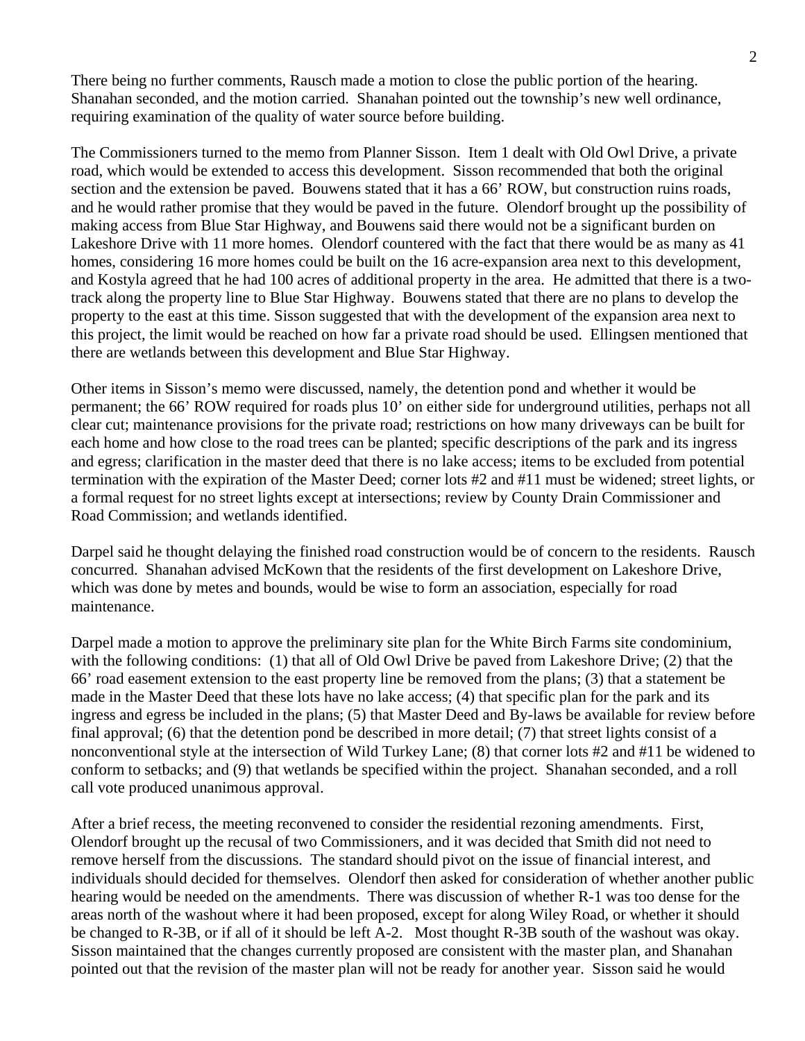There being no further comments, Rausch made a motion to close the public portion of the hearing. Shanahan seconded, and the motion carried. Shanahan pointed out the township's new well ordinance, requiring examination of the quality of water source before building.

The Commissioners turned to the memo from Planner Sisson. Item 1 dealt with Old Owl Drive, a private road, which would be extended to access this development. Sisson recommended that both the original section and the extension be paved. Bouwens stated that it has a 66' ROW, but construction ruins roads, and he would rather promise that they would be paved in the future. Olendorf brought up the possibility of making access from Blue Star Highway, and Bouwens said there would not be a significant burden on Lakeshore Drive with 11 more homes. Olendorf countered with the fact that there would be as many as 41 homes, considering 16 more homes could be built on the 16 acre-expansion area next to this development, and Kostyla agreed that he had 100 acres of additional property in the area. He admitted that there is a two-track along the property line to Blue Star Highway. Bouwens stated that there are no plans to develop the property to the east at this time. Sisson suggested that with the development of the expansion area next to this project, the limit would be reached on how far a private road should be used. Ellingsen mentioned that there are wetlands between this development and Blue Star Highway.

Other items in Sisson's memo were discussed, namely, the detention pond and whether it would be permanent; the 66' ROW required for roads plus 10' on either side for underground utilities, perhaps not all clear cut; maintenance provisions for the private road; restrictions on how many driveways can be built for each home and how close to the road trees can be planted; specific descriptions of the park and its ingress and egress; clarification in the master deed that there is no lake access; items to be excluded from potential termination with the expiration of the Master Deed; corner lots #2 and #11 must be widened; street lights, or a formal request for no street lights except at intersections; review by County Drain Commissioner and Road Commission; and wetlands identified.

Darpel said he thought delaying the finished road construction would be of concern to the residents. Rausch concurred. Shanahan advised McKown that the residents of the first development on Lakeshore Drive, which was done by metes and bounds, would be wise to form an association, especially for road maintenance.

Darpel made a motion to approve the preliminary site plan for the White Birch Farms site condominium, with the following conditions: (1) that all of Old Owl Drive be paved from Lakeshore Drive; (2) that the 66' road easement extension to the east property line be removed from the plans; (3) that a statement be made in the Master Deed that these lots have no lake access; (4) that specific plan for the park and its ingress and egress be included in the plans; (5) that Master Deed and By-laws be available for review before final approval; (6) that the detention pond be described in more detail; (7) that street lights consist of a nonconventional style at the intersection of Wild Turkey Lane; (8) that corner lots #2 and #11 be widened to conform to setbacks; and (9) that wetlands be specified within the project. Shanahan seconded, and a roll call vote produced unanimous approval.

After a brief recess, the meeting reconvened to consider the residential rezoning amendments. First, Olendorf brought up the recusal of two Commissioners, and it was decided that Smith did not need to remove herself from the discussions. The standard should pivot on the issue of financial interest, and individuals should decided for themselves. Olendorf then asked for consideration of whether another public hearing would be needed on the amendments. There was discussion of whether R-1 was too dense for the areas north of the washout where it had been proposed, except for along Wiley Road, or whether it should be changed to R-3B, or if all of it should be left A-2. Most thought R-3B south of the washout was okay. Sisson maintained that the changes currently proposed are consistent with the master plan, and Shanahan pointed out that the revision of the master plan will not be ready for another year. Sisson said he would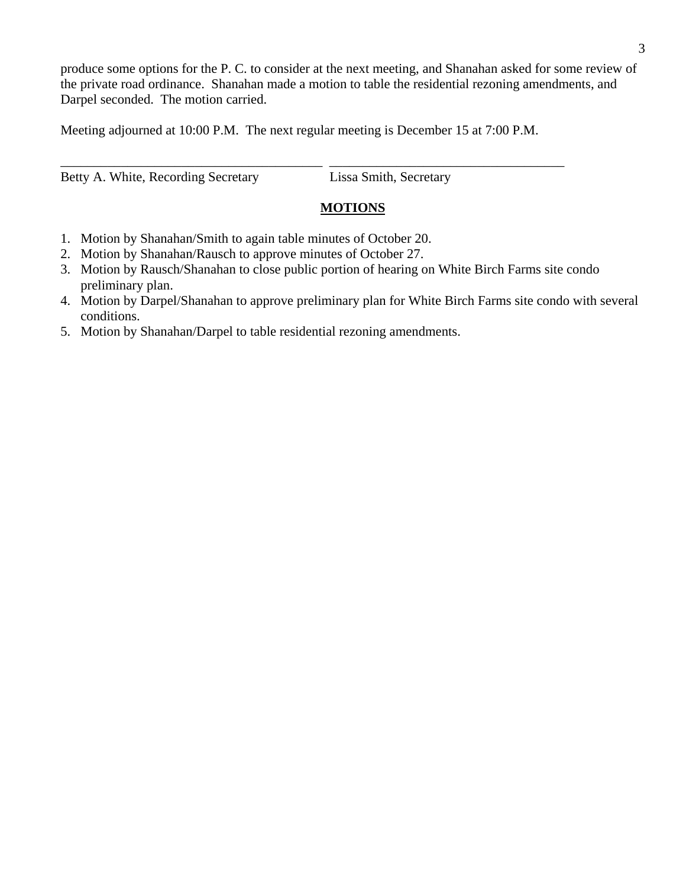produce some options for the P. C. to consider at the next meeting, and Shanahan asked for some review of the private road ordinance. Shanahan made a motion to table the residential rezoning amendments, and Darpel seconded. The motion carried.

Meeting adjourned at 10:00 P.M. The next regular meeting is December 15 at 7:00 P.M.

\_\_\_\_\_\_\_\_\_\_\_\_\_\_\_\_\_\_\_\_\_\_\_\_\_\_\_\_\_\_\_\_\_\_\_\_\_\_\_\_ \_\_\_\_\_\_\_\_\_\_\_\_\_\_\_\_\_\_\_\_\_\_\_\_\_\_\_\_\_\_\_\_\_\_\_\_\_\_\_\_

Betty A. White, Recording Secretary      Lissa Smith, Secretary

## MOTIONS

1. Motion by Shanahan/Smith to again table minutes of October 20.
2. Motion by Shanahan/Rausch to approve minutes of October 27.
3. Motion by Rausch/Shanahan to close public portion of hearing on White Birch Farms site condo preliminary plan.
4. Motion by Darpel/Shanahan to approve preliminary plan for White Birch Farms site condo with several conditions.
5. Motion by Shanahan/Darpel to table residential rezoning amendments.